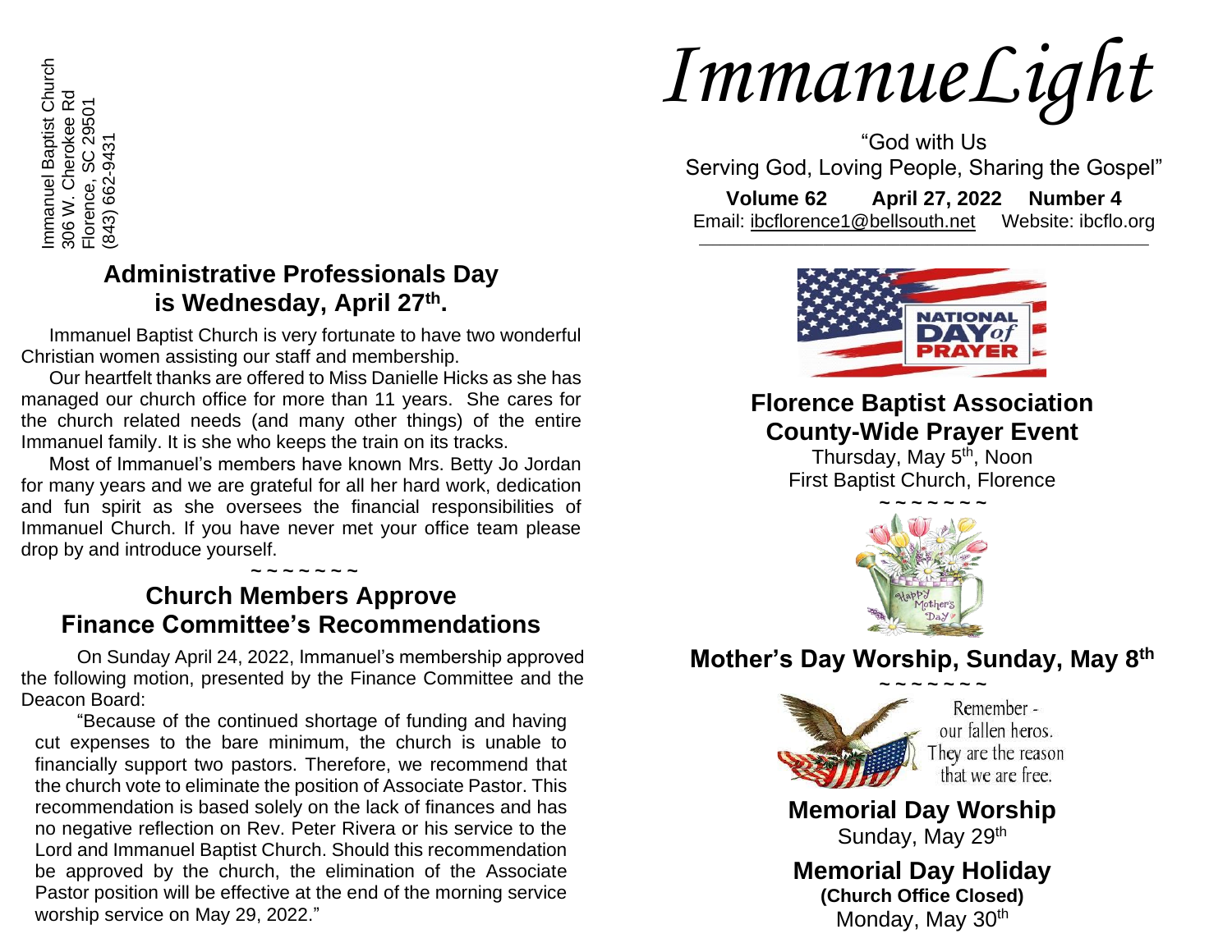Immanuel Baptist Church
306 W. Cherokee Rd
Florence, SC 29501
(843) 662-9431

# *ImmanueLight*

"God with Us
Serving God, Loving People, Sharing the Gospel"

**Volume 62 April 27, 2022 Number 4**

Email: ibcflorence1@bellsouth.net Website: ibcflo.org

## Administrative Professionals Day is Wednesday, April 27th.

Immanuel Baptist Church is very fortunate to have two wonderful Christian women assisting our staff and membership.

Our heartfelt thanks are offered to Miss Danielle Hicks as she has managed our church office for more than 11 years. She cares for the church related needs (and many other things) of the entire Immanuel family. It is she who keeps the train on its tracks.

Most of Immanuel's members have known Mrs. Betty Jo Jordan for many years and we are grateful for all her hard work, dedication and fun spirit as she oversees the financial responsibilities of Immanuel Church. If you have never met your office team please drop by and introduce yourself.

~ ~ ~ ~ ~ ~ ~ ~

## Church Members Approve Finance Committee's Recommendations

On Sunday April 24, 2022, Immanuel's membership approved the following motion, presented by the Finance Committee and the Deacon Board:

"Because of the continued shortage of funding and having cut expenses to the bare minimum, the church is unable to financially support two pastors. Therefore, we recommend that the church vote to eliminate the position of Associate Pastor. This recommendation is based solely on the lack of finances and has no negative reflection on Rev. Peter Rivera or his service to the Lord and Immanuel Baptist Church. Should this recommendation be approved by the church, the elimination of the Associate Pastor position will be effective at the end of the morning service worship service on May 29, 2022."

## Florence Baptist Association County-Wide Prayer Event

Thursday, May 5th, Noon
First Baptist Church, Florence

~ ~ ~ ~ ~ ~ ~ ~

## Mother's Day Worship, Sunday, May 8th

~ ~ ~ ~ ~ ~ ~ ~

Remember - our fallen heros. They are the reason that we are free.

## Memorial Day Worship

Sunday, May 29th

## Memorial Day Holiday

**(Church Office Closed)**
Monday, May 30th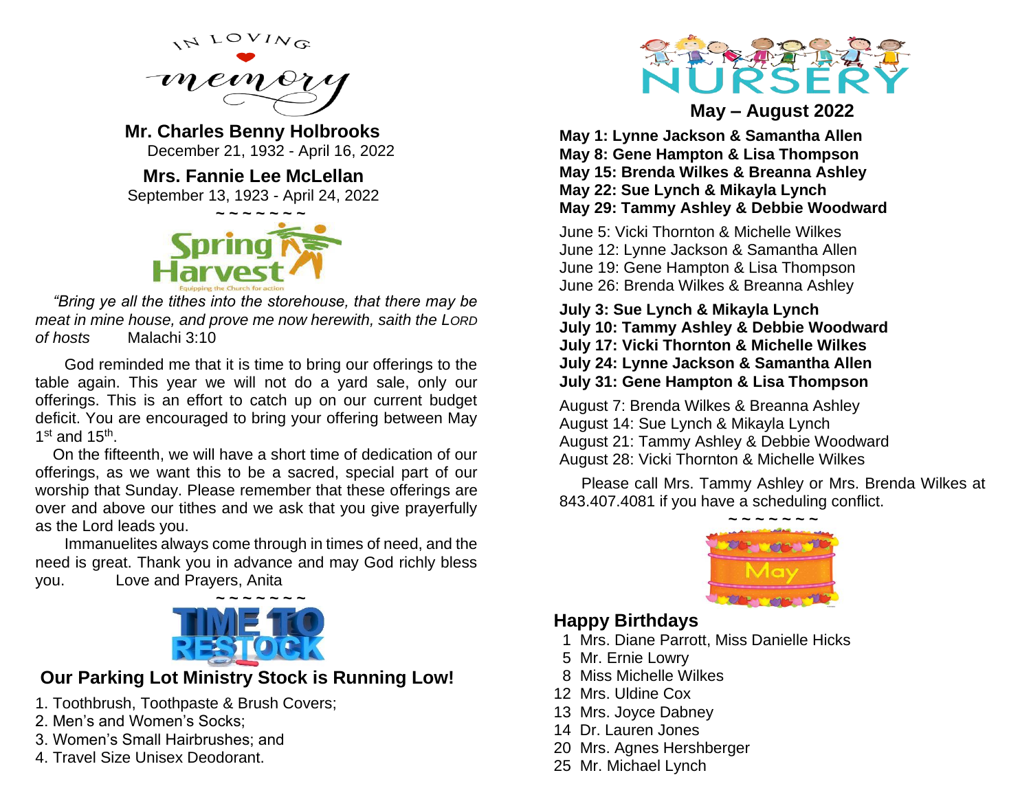## In Loving Memory

**Mr. Charles Benny Holbrooks**
December 21, 1932 - April 16, 2022

**Mrs. Fannie Lee McLellan**
September 13, 1923 - April 24, 2022

~ ~ ~ ~ ~ ~ ~

## Spring Harvest

Equipping the Church for action

*"Bring ye all the tithes into the storehouse, that there may be meat in mine house, and prove me now herewith, saith the LORD of hosts* Malachi 3:10

God reminded me that it is time to bring our offerings to the table again. This year we will not do a yard sale, only our offerings. This is an effort to catch up on our current budget deficit. You are encouraged to bring your offering between May 1st and 15th.

On the fifteenth, we will have a short time of dedication of our offerings, as we want this to be a sacred, special part of our worship that Sunday. Please remember that these offerings are over and above our tithes and we ask that you give prayerfully as the Lord leads you.

Immanuelites always come through in times of need, and the need is great. Thank you in advance and may God richly bless you. Love and Prayers, Anita

~ ~ ~ ~ ~ ~ ~

## Time to Restock

### Our Parking Lot Ministry Stock is Running Low!

1. Toothbrush, Toothpaste & Brush Covers;
2. Men's and Women's Socks;
3. Women's Small Hairbrushes; and
4. Travel Size Unisex Deodorant.

## Nursery

### May – August 2022

**May 1: Lynne Jackson & Samantha Allen**
**May 8: Gene Hampton & Lisa Thompson**
**May 15: Brenda Wilkes & Breanna Ashley**
**May 22: Sue Lynch & Mikayla Lynch**
**May 29: Tammy Ashley & Debbie Woodward**

June 5: Vicki Thornton & Michelle Wilkes
June 12: Lynne Jackson & Samantha Allen
June 19: Gene Hampton & Lisa Thompson
June 26: Brenda Wilkes & Breanna Ashley

**July 3: Sue Lynch & Mikayla Lynch**
**July 10: Tammy Ashley & Debbie Woodward**
**July 17: Vicki Thornton & Michelle Wilkes**
**July 24: Lynne Jackson & Samantha Allen**
**July 31: Gene Hampton & Lisa Thompson**

August 7: Brenda Wilkes & Breanna Ashley
August 14: Sue Lynch & Mikayla Lynch
August 21: Tammy Ashley & Debbie Woodward
August 28: Vicki Thornton & Michelle Wilkes

Please call Mrs. Tammy Ashley or Mrs. Brenda Wilkes at 843.407.4081 if you have a scheduling conflict.

~ ~ ~ ~ ~ ~ ~

May

## Happy Birthdays

1 Mrs. Diane Parrott, Miss Danielle Hicks
5 Mr. Ernie Lowry
8 Miss Michelle Wilkes
12 Mrs. Uldine Cox
13 Mrs. Joyce Dabney
14 Dr. Lauren Jones
20 Mrs. Agnes Hershberger
25 Mr. Michael Lynch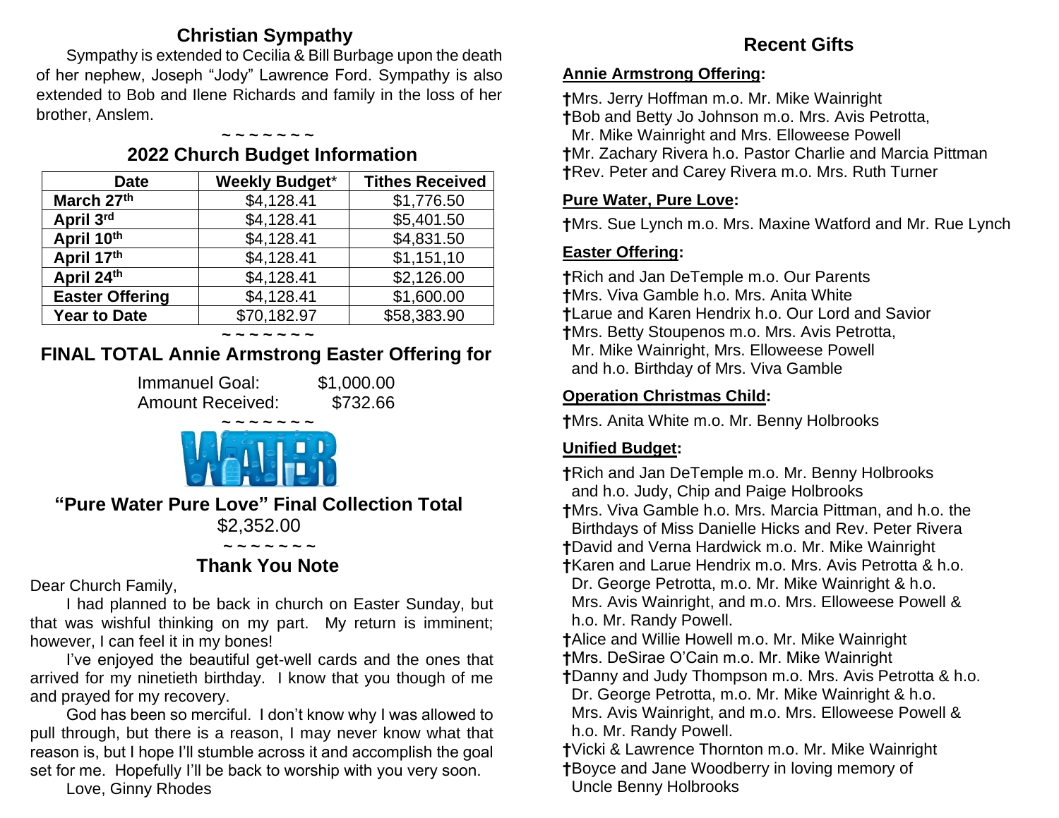## Christian Sympathy

Sympathy is extended to Cecilia & Bill Burbage upon the death of her nephew, Joseph “Jody” Lawrence Ford. Sympathy is also extended to Bob and Ilene Richards and family in the loss of her brother, Anslem.

~ ~ ~ ~ ~ ~ ~

## 2022 Church Budget Information

| Date | Weekly Budget* | Tithes Received |
|---|---|---|
| March 27th | $4,128.41 | $1,776.50 |
| April 3rd | $4,128.41 | $5,401.50 |
| April 10th | $4,128.41 | $4,831.50 |
| April 17th | $4,128.41 | $1,151,10 |
| April 24th | $4,128.41 | $2,126.00 |
| Easter Offering | $4,128.41 | $1,600.00 |
| Year to Date | $70,182.97 | $58,383.90 |

~ ~ ~ ~ ~ ~ ~

## FINAL TOTAL Annie Armstrong Easter Offering for

Immanuel Goal: $1,000.00
Amount Received: $732.66

~ ~ ~ ~ ~ ~ ~

WATER

## “Pure Water Pure Love” Final Collection Total

$2,352.00

~ ~ ~ ~ ~ ~ ~

## Thank You Note

Dear Church Family,

I had planned to be back in church on Easter Sunday, but that was wishful thinking on my part. My return is imminent; however, I can feel it in my bones!

I’ve enjoyed the beautiful get-well cards and the ones that arrived for my ninetieth birthday. I know that you though of me and prayed for my recovery.

God has been so merciful. I don’t know why I was allowed to pull through, but there is a reason, I may never know what that reason is, but I hope I’ll stumble across it and accomplish the goal set for me. Hopefully I’ll be back to worship with you very soon.

Love, Ginny Rhodes

## Recent Gifts

**Annie Armstrong Offering:**

†Mrs. Jerry Hoffman m.o. Mr. Mike Wainright
†Bob and Betty Jo Johnson m.o. Mrs. Avis Petrotta, Mr. Mike Wainright and Mrs. Elloweese Powell
†Mr. Zachary Rivera h.o. Pastor Charlie and Marcia Pittman
†Rev. Peter and Carey Rivera m.o. Mrs. Ruth Turner

**Pure Water, Pure Love:**

†Mrs. Sue Lynch m.o. Mrs. Maxine Watford and Mr. Rue Lynch

**Easter Offering:**

†Rich and Jan DeTemple m.o. Our Parents
†Mrs. Viva Gamble h.o. Mrs. Anita White
†Larue and Karen Hendrix h.o. Our Lord and Savior
†Mrs. Betty Stoupenos m.o. Mrs. Avis Petrotta, Mr. Mike Wainright, Mrs. Elloweese Powell and h.o. Birthday of Mrs. Viva Gamble

**Operation Christmas Child:**

†Mrs. Anita White m.o. Mr. Benny Holbrooks

**Unified Budget:**

†Rich and Jan DeTemple m.o. Mr. Benny Holbrooks and h.o. Judy, Chip and Paige Holbrooks
†Mrs. Viva Gamble h.o. Mrs. Marcia Pittman, and h.o. the Birthdays of Miss Danielle Hicks and Rev. Peter Rivera
†David and Verna Hardwick m.o. Mr. Mike Wainright
†Karen and Larue Hendrix m.o. Mrs. Avis Petrotta & h.o. Dr. George Petrotta, m.o. Mr. Mike Wainright & h.o. Mrs. Avis Wainright, and m.o. Mrs. Elloweese Powell & h.o. Mr. Randy Powell.
†Alice and Willie Howell m.o. Mr. Mike Wainright
†Mrs. DeSirae O’Cain m.o. Mr. Mike Wainright
†Danny and Judy Thompson m.o. Mrs. Avis Petrotta & h.o. Dr. George Petrotta, m.o. Mr. Mike Wainright & h.o. Mrs. Avis Wainright, and m.o. Mrs. Elloweese Powell & h.o. Mr. Randy Powell.
†Vicki & Lawrence Thornton m.o. Mr. Mike Wainright
†Boyce and Jane Woodberry in loving memory of Uncle Benny Holbrooks